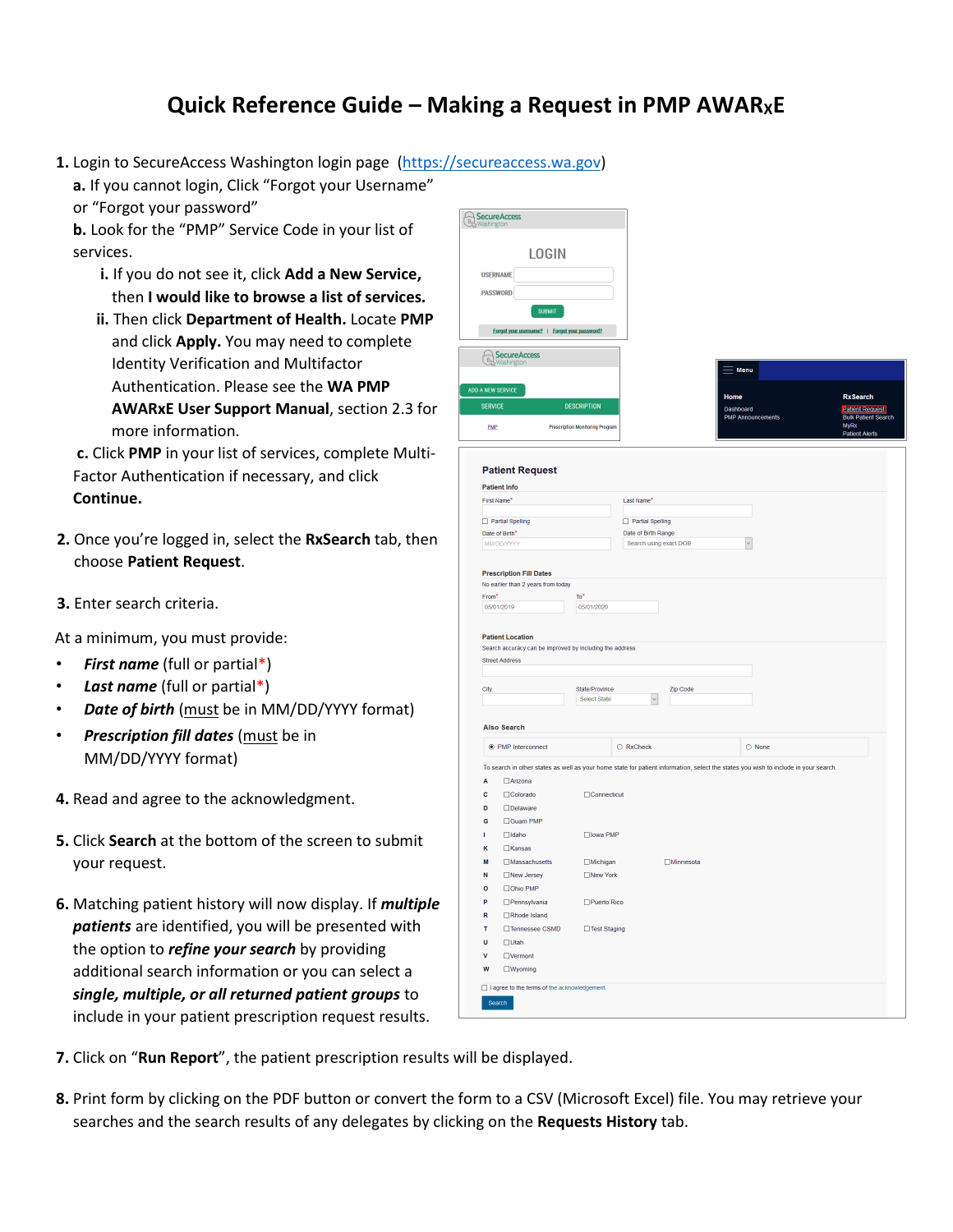# Quick Reference Guide – Making a Request in PMP AWARxE

1. Login to SecureAccess Washington login page (https://secureaccess.wa.gov)
   **a.** If you cannot login, Click "Forgot your Username" or "Forgot your password"
   **b.** Look for the "PMP" Service Code in your list of services.
      **i.** If you do not see it, click **Add a New Service,** then **I would like to browse a list of services.**
      **ii.** Then click **Department of Health.** Locate **PMP** and click **Apply.** You may need to complete Identity Verification and Multifactor Authentication. Please see the **WA PMP AWARxE User Support Manual**, section 2.3 for more information.
   **c.** Click **PMP** in your list of services, complete Multi-Factor Authentication if necessary, and click **Continue.**

2. Once you're logged in, select the **RxSearch** tab, then choose **Patient Request**.

3. Enter search criteria.

At a minimum, you must provide:

- ***First name*** (full or partial*)
- ***Last name*** (full or partial*)
- ***Date of birth*** (must be in MM/DD/YYYY format)
- ***Prescription fill dates*** (must be in MM/DD/YYYY format)

4. Read and agree to the acknowledgment.

5. Click **Search** at the bottom of the screen to submit your request.

6. Matching patient history will now display. If ***multiple patients*** are identified, you will be presented with the option to ***refine your search*** by providing additional search information or you can select a ***single, multiple, or all returned patient groups*** to include in your patient prescription request results.

7. Click on "**Run Report**", the patient prescription results will be displayed.

8. Print form by clicking on the PDF button or convert the form to a CSV (Microsoft Excel) file. You may retrieve your searches and the search results of any delegates by clicking on the **Requests History** tab.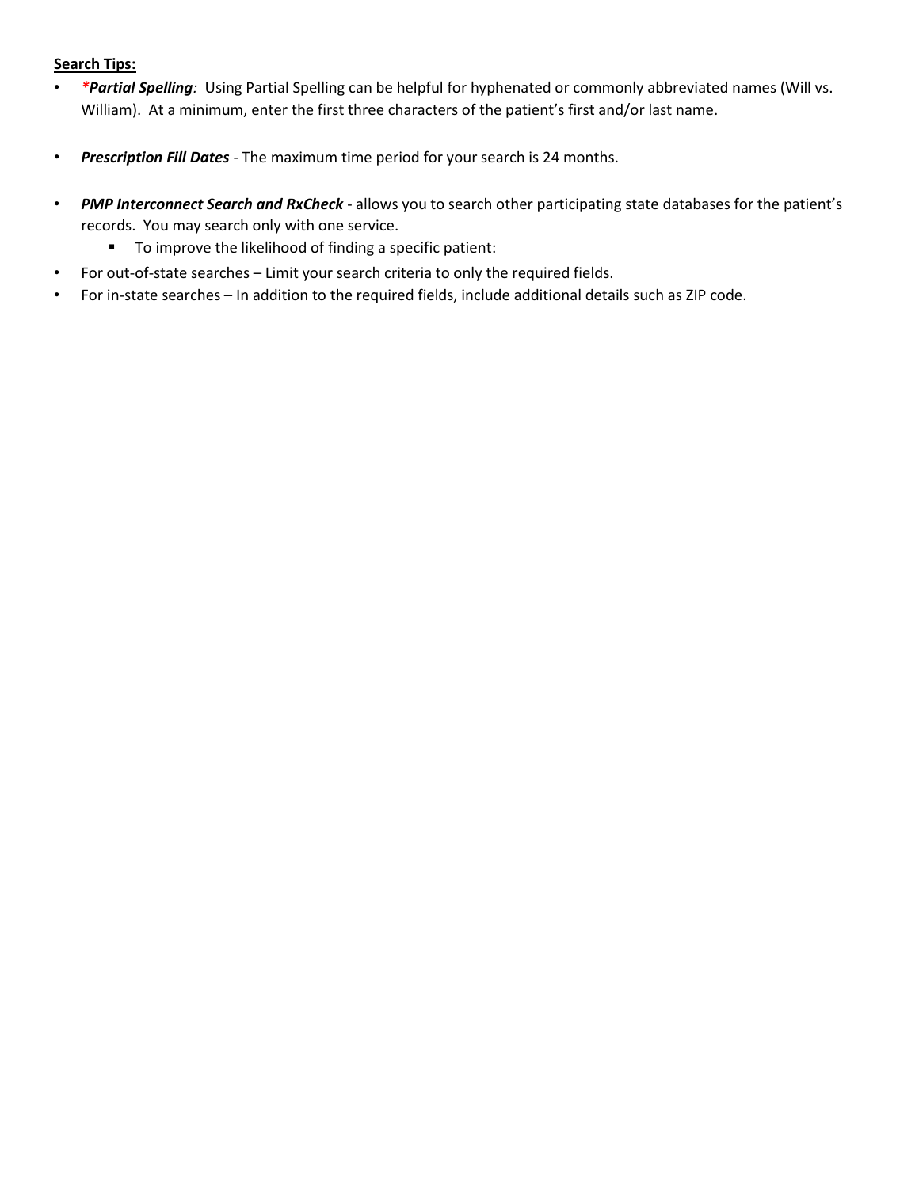**Search Tips:**

- ***Partial Spelling**:* Using Partial Spelling can be helpful for hyphenated or commonly abbreviated names (Will vs. William). At a minimum, enter the first three characters of the patient's first and/or last name.

- ***Prescription Fill Dates*** - The maximum time period for your search is 24 months.

- ***PMP Interconnect Search and RxCheck*** - allows you to search other participating state databases for the patient's records. You may search only with one service.
    - To improve the likelihood of finding a specific patient:
- For out-of-state searches – Limit your search criteria to only the required fields.
- For in-state searches – In addition to the required fields, include additional details such as ZIP code.